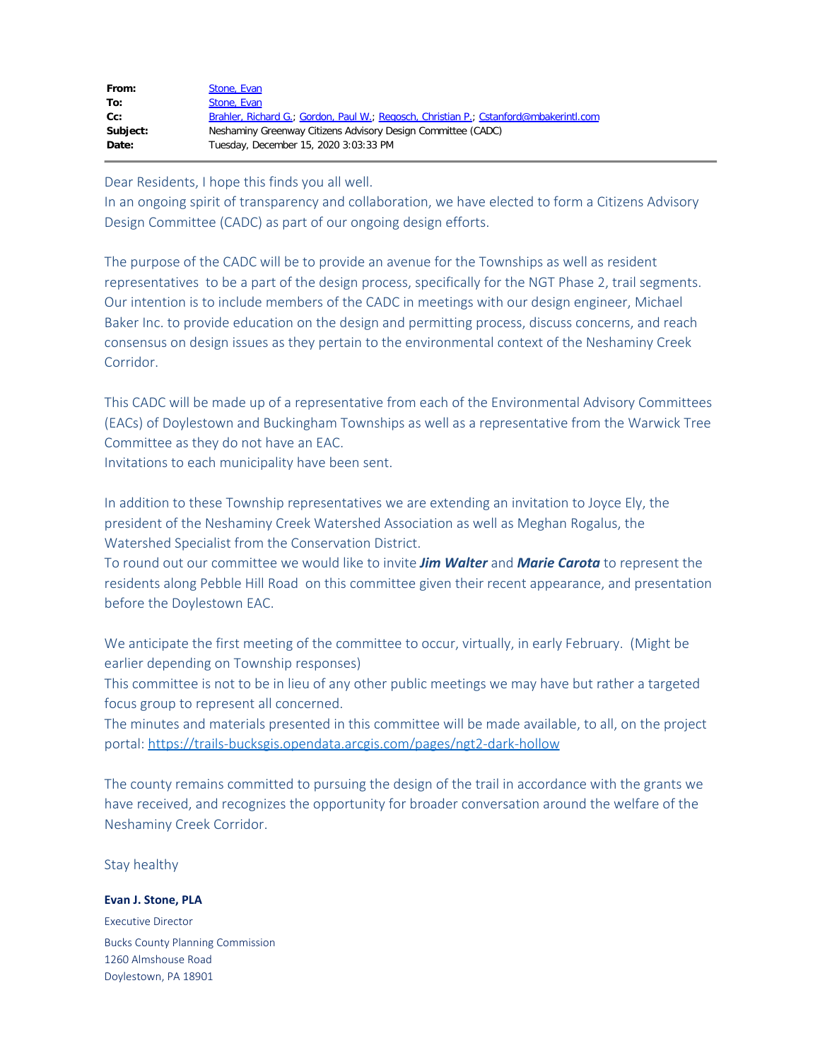| | |
|---|---|
| **From:** | Stone, Evan |
| **To:** | Stone, Evan |
| **Cc:** | Brahler, Richard G.; Gordon, Paul W.; Regosch, Christian P.; Cstanford@mbakerintl.com |
| **Subject:** | Neshaminy Greenway Citizens Advisory Design Committee (CADC) |
| **Date:** | Tuesday, December 15, 2020 3:03:33 PM |

Dear Residents, I hope this finds you all well.
In an ongoing spirit of transparency and collaboration, we have elected to form a Citizens Advisory Design Committee (CADC) as part of our ongoing design efforts.

The purpose of the CADC will be to provide an avenue for the Townships as well as resident representatives  to be a part of the design process, specifically for the NGT Phase 2, trail segments. Our intention is to include members of the CADC in meetings with our design engineer, Michael Baker Inc. to provide education on the design and permitting process, discuss concerns, and reach consensus on design issues as they pertain to the environmental context of the Neshaminy Creek Corridor.

This CADC will be made up of a representative from each of the Environmental Advisory Committees (EACs) of Doylestown and Buckingham Townships as well as a representative from the Warwick Tree Committee as they do not have an EAC.
Invitations to each municipality have been sent.

In addition to these Township representatives we are extending an invitation to Joyce Ely, the president of the Neshaminy Creek Watershed Association as well as Meghan Rogalus, the Watershed Specialist from the Conservation District.
To round out our committee we would like to invite ***Jim Walter*** and ***Marie Carota*** to represent the residents along Pebble Hill Road  on this committee given their recent appearance, and presentation before the Doylestown EAC.

We anticipate the first meeting of the committee to occur, virtually, in early February.  (Might be earlier depending on Township responses)
This committee is not to be in lieu of any other public meetings we may have but rather a targeted focus group to represent all concerned.
The minutes and materials presented in this committee will be made available, to all, on the project portal: https://trails-bucksgis.opendata.arcgis.com/pages/ngt2-dark-hollow

The county remains committed to pursuing the design of the trail in accordance with the grants we have received, and recognizes the opportunity for broader conversation around the welfare of the Neshaminy Creek Corridor.

Stay healthy

**Evan J. Stone, PLA**
Executive Director
Bucks County Planning Commission
1260 Almshouse Road
Doylestown, PA 18901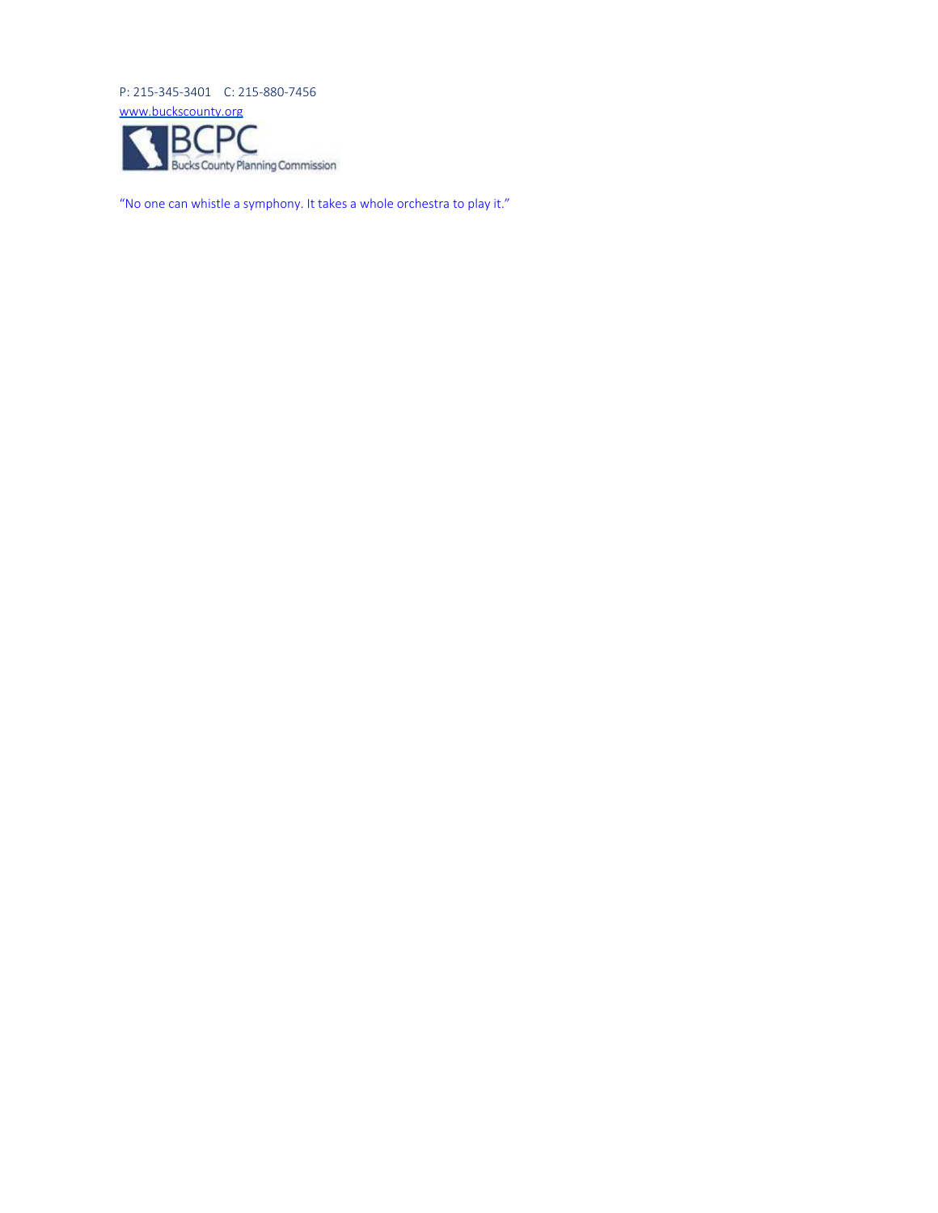P: 215-345-3401    C: 215-880-7456
[www.buckscounty.org](http://www.buckscounty.org)

BCPC
Bucks County Planning Commission

"No one can whistle a symphony. It takes a whole orchestra to play it."